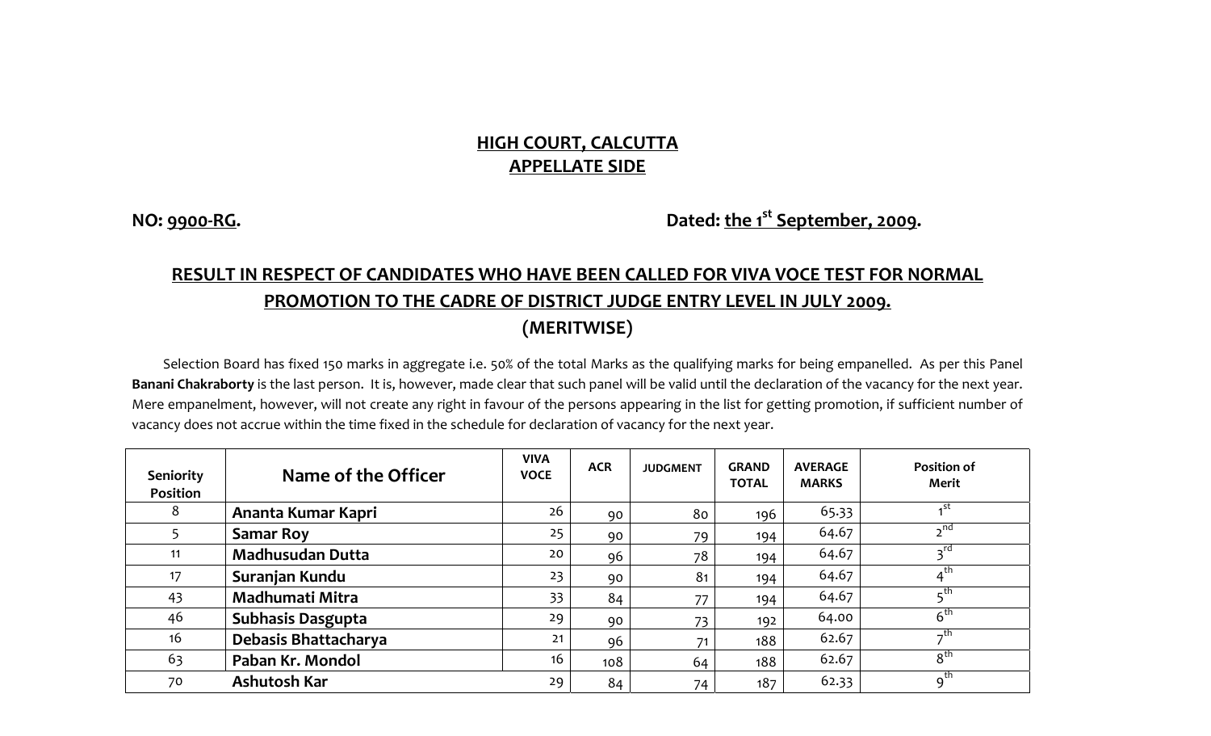**HIGH COURT, CALCUTTA**
**APPELLATE SIDE**

**NO: 9900-RG.** **Dated: the 1st September, 2009.**

## RESULT IN RESPECT OF CANDIDATES WHO HAVE BEEN CALLED FOR VIVA VOCE TEST FOR NORMAL PROMOTION TO THE CADRE OF DISTRICT JUDGE ENTRY LEVEL IN JULY 2009.
## (MERITWISE)

Selection Board has fixed 150 marks in aggregate i.e. 50% of the total Marks as the qualifying marks for being empanelled. As per this Panel **Banani Chakraborty** is the last person. It is, however, made clear that such panel will be valid until the declaration of the vacancy for the next year. Mere empanelment, however, will not create any right in favour of the persons appearing in the list for getting promotion, if sufficient number of vacancy does not accrue within the time fixed in the schedule for declaration of vacancy for the next year.

| Seniority Position | Name of the Officer | VIVA VOCE | ACR | JUDGMENT | GRAND TOTAL | AVERAGE MARKS | Position of Merit |
|---|---|---|---|---|---|---|---|
| 8 | **Ananta Kumar Kapri** | 26 | 90 | 80 | 196 | 65.33 | 1st |
| 5 | **Samar Roy** | 25 | 90 | 79 | 194 | 64.67 | 2nd |
| 11 | **Madhusudan Dutta** | 20 | 96 | 78 | 194 | 64.67 | 3rd |
| 17 | **Suranjan Kundu** | 23 | 90 | 81 | 194 | 64.67 | 4th |
| 43 | **Madhumati Mitra** | 33 | 84 | 77 | 194 | 64.67 | 5th |
| 46 | **Subhasis Dasgupta** | 29 | 90 | 73 | 192 | 64.00 | 6th |
| 16 | **Debasis Bhattacharya** | 21 | 96 | 71 | 188 | 62.67 | 7th |
| 63 | **Paban Kr. Mondol** | 16 | 108 | 64 | 188 | 62.67 | 8th |
| 70 | **Ashutosh Kar** | 29 | 84 | 74 | 187 | 62.33 | 9th |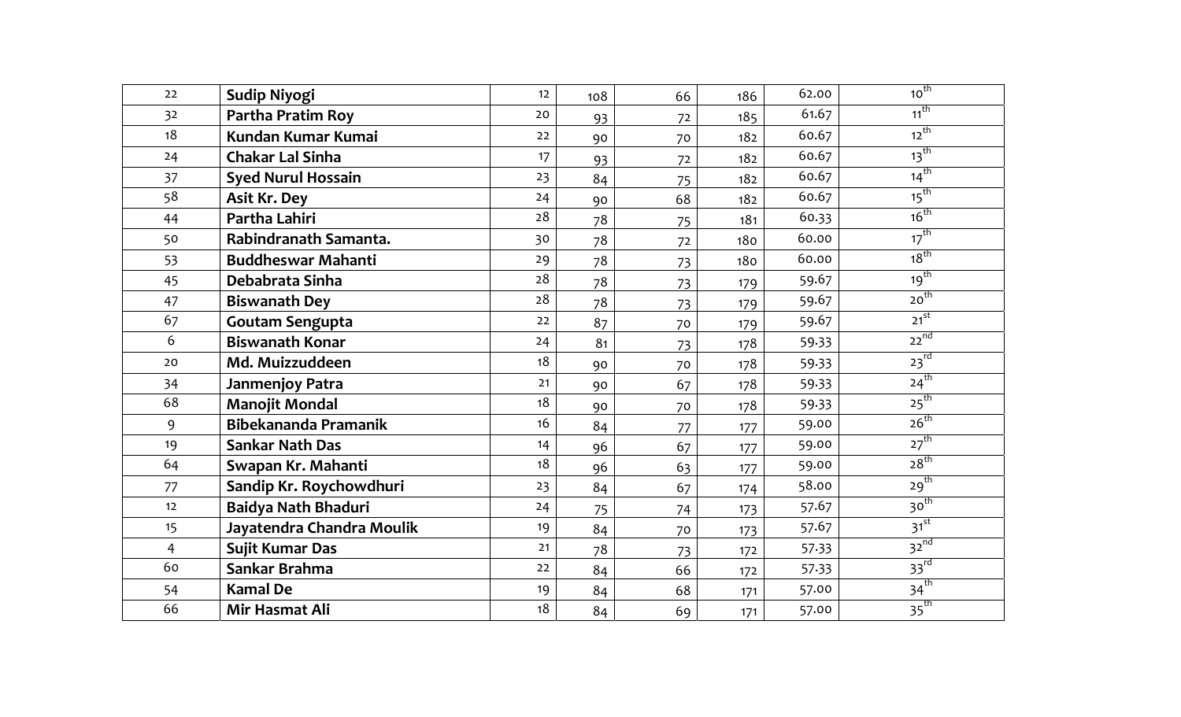| | | | | | | | |
|---|---|---|---|---|---|---|---|
| 22 | **Sudip Niyogi** | 12 | 108 | 66 | 186 | 62.00 | 10th |
| 32 | **Partha Pratim Roy** | 20 | 93 | 72 | 185 | 61.67 | 11th |
| 18 | **Kundan Kumar Kumai** | 22 | 90 | 70 | 182 | 60.67 | 12th |
| 24 | **Chakar Lal Sinha** | 17 | 93 | 72 | 182 | 60.67 | 13th |
| 37 | **Syed Nurul Hossain** | 23 | 84 | 75 | 182 | 60.67 | 14th |
| 58 | **Asit Kr. Dey** | 24 | 90 | 68 | 182 | 60.67 | 15th |
| 44 | **Partha Lahiri** | 28 | 78 | 75 | 181 | 60.33 | 16th |
| 50 | **Rabindranath Samanta.** | 30 | 78 | 72 | 180 | 60.00 | 17th |
| 53 | **Buddheswar Mahanti** | 29 | 78 | 73 | 180 | 60.00 | 18th |
| 45 | **Debabrata Sinha** | 28 | 78 | 73 | 179 | 59.67 | 19th |
| 47 | **Biswanath Dey** | 28 | 78 | 73 | 179 | 59.67 | 20th |
| 67 | **Goutam Sengupta** | 22 | 87 | 70 | 179 | 59.67 | 21st |
| 6 | **Biswanath Konar** | 24 | 81 | 73 | 178 | 59.33 | 22nd |
| 20 | **Md. Muizzuddeen** | 18 | 90 | 70 | 178 | 59.33 | 23rd |
| 34 | **Janmenjoy Patra** | 21 | 90 | 67 | 178 | 59.33 | 24th |
| 68 | **Manojit Mondal** | 18 | 90 | 70 | 178 | 59.33 | 25th |
| 9 | **Bibekananda Pramanik** | 16 | 84 | 77 | 177 | 59.00 | 26th |
| 19 | **Sankar Nath Das** | 14 | 96 | 67 | 177 | 59.00 | 27th |
| 64 | **Swapan Kr. Mahanti** | 18 | 96 | 63 | 177 | 59.00 | 28th |
| 77 | **Sandip Kr. Roychowdhuri** | 23 | 84 | 67 | 174 | 58.00 | 29th |
| 12 | **Baidya Nath Bhaduri** | 24 | 75 | 74 | 173 | 57.67 | 30th |
| 15 | **Jayatendra Chandra Moulik** | 19 | 84 | 70 | 173 | 57.67 | 31st |
| 4 | **Sujit Kumar Das** | 21 | 78 | 73 | 172 | 57.33 | 32nd |
| 60 | **Sankar Brahma** | 22 | 84 | 66 | 172 | 57.33 | 33rd |
| 54 | **Kamal De** | 19 | 84 | 68 | 171 | 57.00 | 34th |
| 66 | **Mir Hasmat Ali** | 18 | 84 | 69 | 171 | 57.00 | 35th |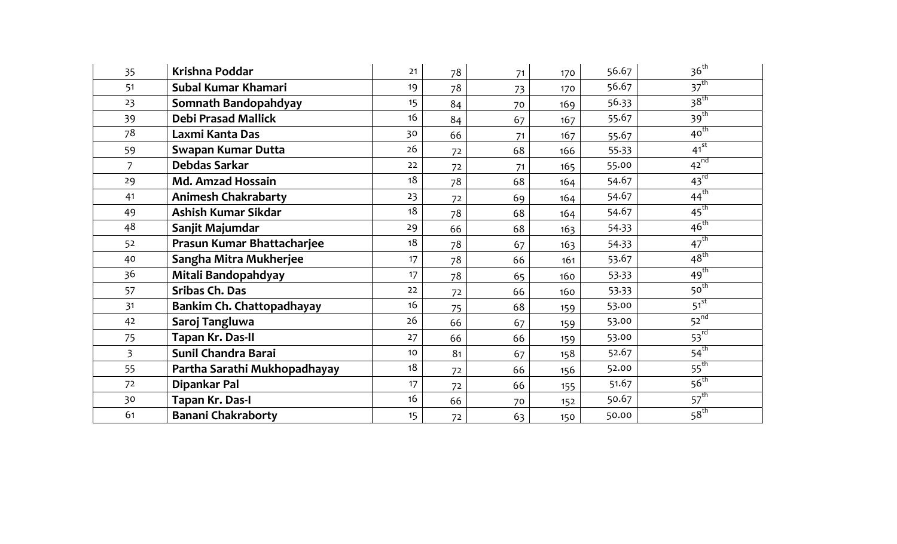| 35 | **Krishna Poddar** | 21 | 78 | 71 | 170 | 56.67 | 36th |
|---|---|---|---|---|---|---|---|
| 51 | **Subal Kumar Khamari** | 19 | 78 | 73 | 170 | 56.67 | 37th |
| 23 | **Somnath Bandopahdyay** | 15 | 84 | 70 | 169 | 56.33 | 38th |
| 39 | **Debi Prasad Mallick** | 16 | 84 | 67 | 167 | 55.67 | 39th |
| 78 | **Laxmi Kanta Das** | 30 | 66 | 71 | 167 | 55.67 | 40th |
| 59 | **Swapan Kumar Dutta** | 26 | 72 | 68 | 166 | 55.33 | 41st |
| 7 | **Debdas Sarkar** | 22 | 72 | 71 | 165 | 55.00 | 42nd |
| 29 | **Md. Amzad Hossain** | 18 | 78 | 68 | 164 | 54.67 | 43rd |
| 41 | **Animesh Chakrabarty** | 23 | 72 | 69 | 164 | 54.67 | 44th |
| 49 | **Ashish Kumar Sikdar** | 18 | 78 | 68 | 164 | 54.67 | 45th |
| 48 | **Sanjit Majumdar** | 29 | 66 | 68 | 163 | 54.33 | 46th |
| 52 | **Prasun Kumar Bhattacharjee** | 18 | 78 | 67 | 163 | 54.33 | 47th |
| 40 | **Sangha Mitra Mukherjee** | 17 | 78 | 66 | 161 | 53.67 | 48th |
| 36 | **Mitali Bandopahdyay** | 17 | 78 | 65 | 160 | 53.33 | 49th |
| 57 | **Sribas Ch. Das** | 22 | 72 | 66 | 160 | 53.33 | 50th |
| 31 | **Bankim Ch. Chattopadhayay** | 16 | 75 | 68 | 159 | 53.00 | 51st |
| 42 | **Saroj Tangluwa** | 26 | 66 | 67 | 159 | 53.00 | 52nd |
| 75 | **Tapan Kr. Das-II** | 27 | 66 | 66 | 159 | 53.00 | 53rd |
| 3 | **Sunil Chandra Barai** | 10 | 81 | 67 | 158 | 52.67 | 54th |
| 55 | **Partha Sarathi Mukhopadhayay** | 18 | 72 | 66 | 156 | 52.00 | 55th |
| 72 | **Dipankar Pal** | 17 | 72 | 66 | 155 | 51.67 | 56th |
| 30 | **Tapan Kr. Das-I** | 16 | 66 | 70 | 152 | 50.67 | 57th |
| 61 | **Banani Chakraborty** | 15 | 72 | 63 | 150 | 50.00 | 58th |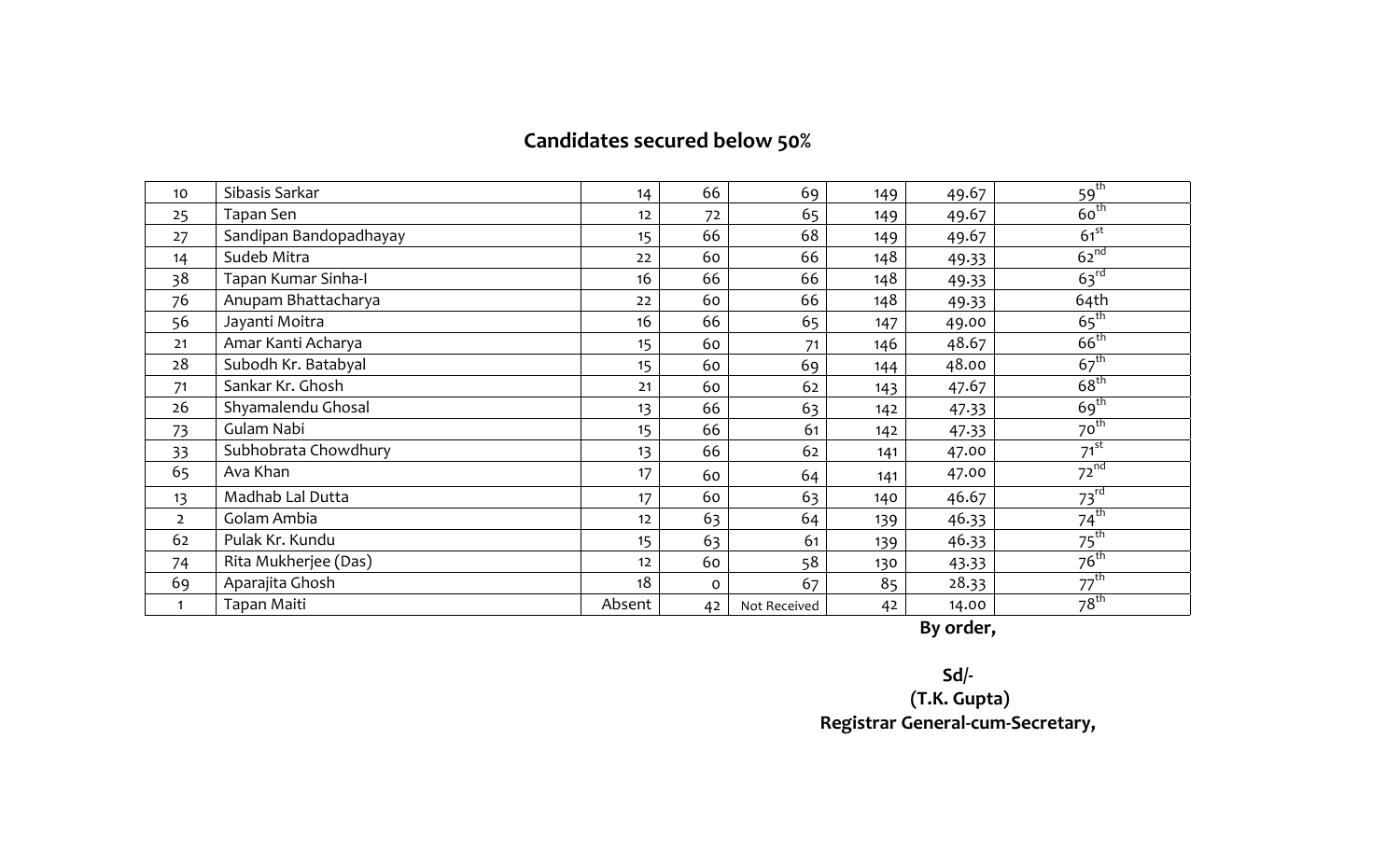## Candidates secured below 50%

| | | | | | | | |
|---|---|---|---|---|---|---|---|
| 10 | Sibasis Sarkar | 14 | 66 | 69 | 149 | 49.67 | 59th |
| 25 | Tapan Sen | 12 | 72 | 65 | 149 | 49.67 | 60th |
| 27 | Sandipan Bandopadhayay | 15 | 66 | 68 | 149 | 49.67 | 61st |
| 14 | Sudeb Mitra | 22 | 60 | 66 | 148 | 49.33 | 62nd |
| 38 | Tapan Kumar Sinha-I | 16 | 66 | 66 | 148 | 49.33 | 63rd |
| 76 | Anupam Bhattacharya | 22 | 60 | 66 | 148 | 49.33 | 64th |
| 56 | Jayanti Moitra | 16 | 66 | 65 | 147 | 49.00 | 65th |
| 21 | Amar Kanti Acharya | 15 | 60 | 71 | 146 | 48.67 | 66th |
| 28 | Subodh Kr. Batabyal | 15 | 60 | 69 | 144 | 48.00 | 67th |
| 71 | Sankar Kr. Ghosh | 21 | 60 | 62 | 143 | 47.67 | 68th |
| 26 | Shyamalendu Ghosal | 13 | 66 | 63 | 142 | 47.33 | 69th |
| 73 | Gulam Nabi | 15 | 66 | 61 | 142 | 47.33 | 70th |
| 33 | Subhobrata Chowdhury | 13 | 66 | 62 | 141 | 47.00 | 71st |
| 65 | Ava Khan | 17 | 60 | 64 | 141 | 47.00 | 72nd |
| 13 | Madhab Lal Dutta | 17 | 60 | 63 | 140 | 46.67 | 73rd |
| 2 | Golam Ambia | 12 | 63 | 64 | 139 | 46.33 | 74th |
| 62 | Pulak Kr. Kundu | 15 | 63 | 61 | 139 | 46.33 | 75th |
| 74 | Rita Mukherjee (Das) | 12 | 60 | 58 | 130 | 43.33 | 76th |
| 69 | Aparajita Ghosh | 18 | 0 | 67 | 85 | 28.33 | 77th |
| 1 | Tapan Maiti | Absent | 42 | Not Received | 42 | 14.00 | 78th |

**By order,**

**Sd/-**

**(T.K. Gupta)**

**Registrar General-cum-Secretary,**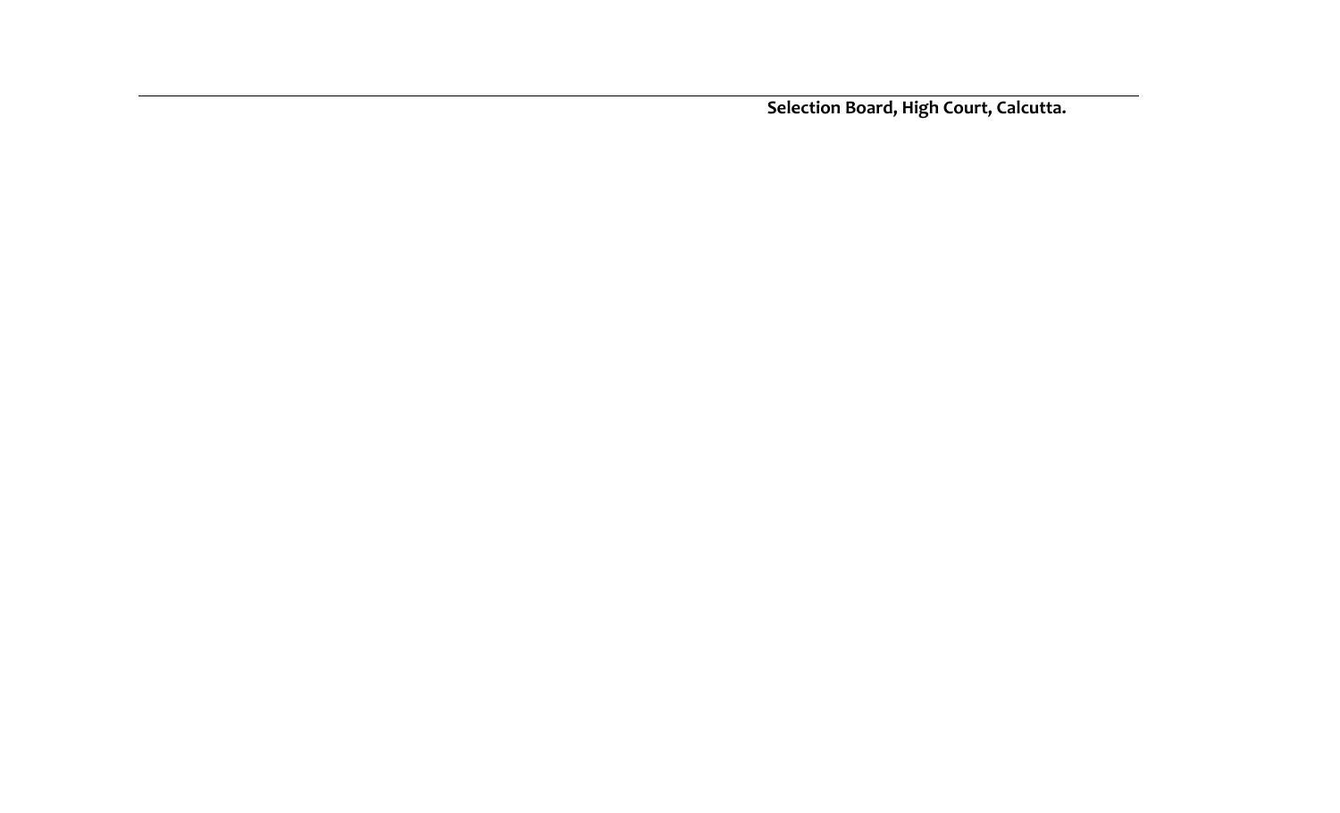**Selection Board, High Court, Calcutta.**